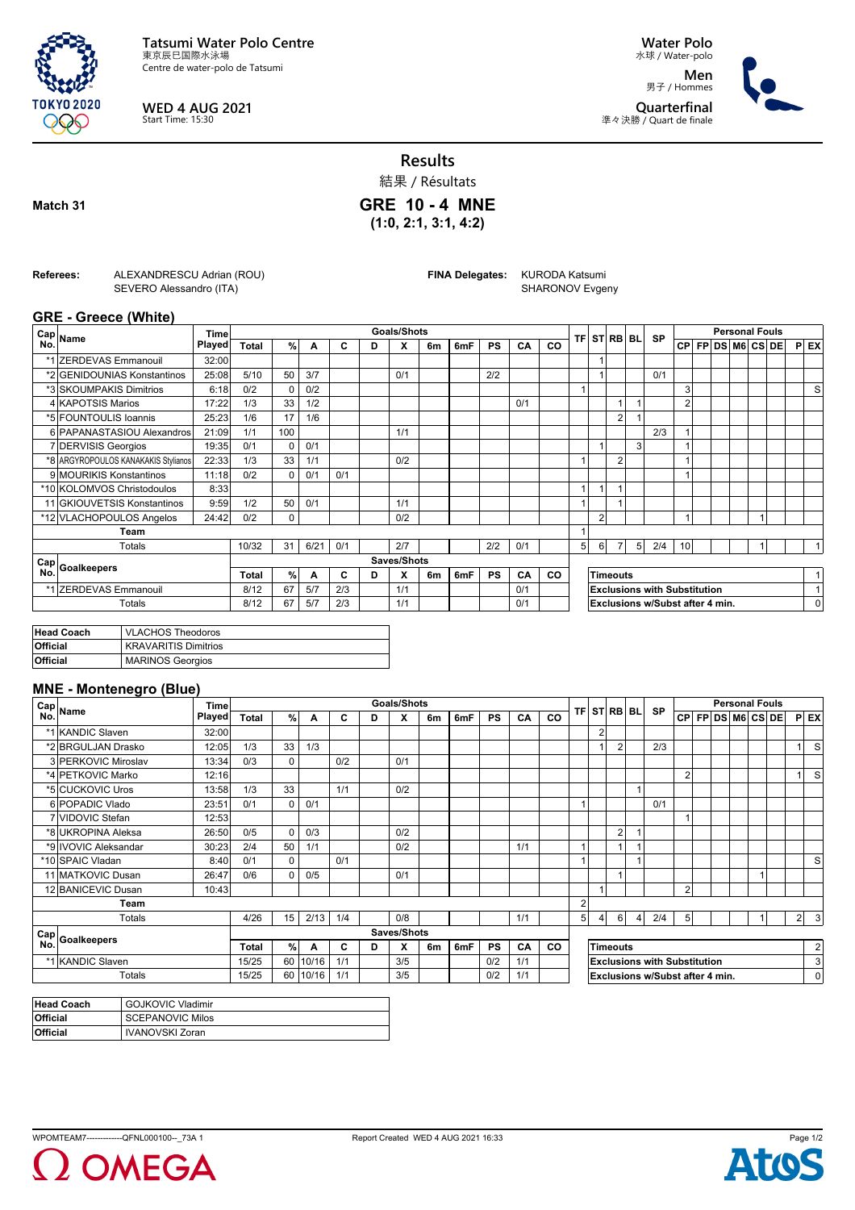**Tatsumi Water Polo Centre**
東京辰巳国際水泳場
Centre de water-polo de Tatsumi

**WED 4 AUG 2021**
Start Time: 15:30

**Water Polo**
水球 / Water-polo

**Men**
男子 / Hommes

**Quarterfinal**
準々決勝 / Quart de finale

## Results
結果 / Résultats

**Match 31**

## GRE 10 - 4 MNE
**(1:0, 2:1, 3:1, 4:2)**

**Referees:** ALEXANDRESCU Adrian (ROU), SEVERO Alessandro (ITA)

**FINA Delegates:** KURODA Katsumi, SHARONOV Evgeny

### GRE - Greece (White)

| Cap No. | Name | Time Played | Goals/Shots Total | % | A | C | D | X | 6m | 6mF | PS | CA | CO | TF | ST | RB | BL | SP | CP | FP | DS | M6 | CS | DE | P | EX |
|---|---|---|---|---|---|---|---|---|---|---|---|---|---|---|---|---|---|---|---|---|---|---|---|---|---|---|
| *1 | ZERDEVAS Emmanouil | 32:00 | | | | | | | | | | | | | 1 | | | | | | | | | | | |
| *2 | GENIDOUNIAS Konstantinos | 25:08 | 5/10 | 50 | 3/7 | | | 0/1 | | | 2/2 | | | | 1 | | | 0/1 | | | | | | | | |
| *3 | SKOUMPAKIS Dimitrios | 6:18 | 0/2 | 0 | 0/2 | | | | | | | | | 1 | | | | | 3 | | | | | | | S |
| 4 | KAPOTSIS Marios | 17:22 | 1/3 | 33 | 1/2 | | | | | | | 0/1 | | | | 1 | 1 | | 2 | | | | | | | |
| *5 | FOUNTOULIS Ioannis | 25:23 | 1/6 | 17 | 1/6 | | | | | | | | | | | 2 | 1 | | | | | | | | | |
| 6 | PAPANASTASIOU Alexandros | 21:09 | 1/1 | 100 | | | | 1/1 | | | | | | | | | | 2/3 | 1 | | | | | | | |
| 7 | DERVISIS Georgios | 19:35 | 0/1 | 0 | 0/1 | | | | | | | | | | 1 | | 3 | | 1 | | | | | | | |
| *8 | ARGYROPOULOS KANAKAKIS Stylianos | 22:33 | 1/3 | 33 | 1/1 | | | 0/2 | | | | | | 1 | | 2 | | | 1 | | | | | | | |
| 9 | MOURIKIS Konstantinos | 11:18 | 0/2 | 0 | 0/1 | 0/1 | | | | | | | | | | | | | 1 | | | | | | | |
| *10 | KOLOMVOS Christodoulos | 8:33 | | | | | | | | | | | | 1 | 1 | 1 | | | | | | | | | | |
| 11 | GKIOUVETSIS Konstantinos | 9:59 | 1/2 | 50 | 0/1 | | | 1/1 | | | | | | 1 | | 1 | | | | | | | | | | |
| *12 | VLACHOPOULOS Angelos | 24:42 | 0/2 | 0 | | | | 0/2 | | | | | | | 2 | | | | 1 | | | | 1 | | | |
| | Team | | | | | | | | | | | | | 1 | | | | | | | | | | | | |
| | Totals | | 10/32 | 31 | 6/21 | 0/1 | | 2/7 | | | 2/2 | 0/1 | | 5 | 6 | 7 | 5 | 2/4 | 10 | | | | 1 | | | 1 |

| Cap No. | Goalkeepers | Saves/Shots Total | % | A | C | D | X | 6m | 6mF | PS | CA | CO |
|---|---|---|---|---|---|---|---|---|---|---|---|---|
| *1 | ZERDEVAS Emmanouil | 8/12 | 67 | 5/7 | 2/3 | | 1/1 | | | | 0/1 | |
| | Totals | 8/12 | 67 | 5/7 | 2/3 | | 1/1 | | | | 0/1 | |

| | |
|---|---|
| Timeouts | 1 |
| Exclusions with Substitution | 1 |
| Exclusions w/Subst after 4 min. | 0 |

| | |
|---|---|
| **Head Coach** | VLACHOS Theodoros |
| **Official** | KRAVARITIS Dimitrios |
| **Official** | MARINOS Georgios |

### MNE - Montenegro (Blue)

| Cap No. | Name | Time Played | Goals/Shots Total | % | A | C | D | X | 6m | 6mF | PS | CA | CO | TF | ST | RB | BL | SP | CP | FP | DS | M6 | CS | DE | P | EX |
|---|---|---|---|---|---|---|---|---|---|---|---|---|---|---|---|---|---|---|---|---|---|---|---|---|---|---|
| *1 | KANDIC Slaven | 32:00 | | | | | | | | | | | | | 2 | | | | | | | | | | | |
| *2 | BRGULJAN Drasko | 12:05 | 1/3 | 33 | 1/3 | | | | | | | | | | 1 | 2 | | 2/3 | | | | | | | 1 | S |
| 3 | PERKOVIC Miroslav | 13:34 | 0/3 | 0 | | 0/2 | | 0/1 | | | | | | | | | | | | | | | | | | |
| *4 | PETKOVIC Marko | 12:16 | | | | | | | | | | | | | | | | | 2 | | | | | | 1 | S |
| *5 | CUCKOVIC Uros | 13:58 | 1/3 | 33 | | 1/1 | | 0/2 | | | | | | | | | 1 | | | | | | | | | |
| 6 | POPADIC Vlado | 23:51 | 0/1 | 0 | 0/1 | | | | | | | | | 1 | | | | 0/1 | | | | | | | | |
| 7 | VIDOVIC Stefan | 12:53 | | | | | | | | | | | | | | | | | 1 | | | | | | | |
| *8 | UKROPINA Aleksa | 26:50 | 0/5 | 0 | 0/3 | | | 0/2 | | | | | | | | 2 | 1 | | | | | | | | | |
| *9 | IVOVIC Aleksandar | 30:23 | 2/4 | 50 | 1/1 | | | 0/2 | | | | 1/1 | | 1 | | 1 | 1 | | | | | | | | | |
| *10 | SPAIC Vladan | 8:40 | 0/1 | 0 | | 0/1 | | | | | | | | 1 | | | 1 | | | | | | | | | S |
| 11 | MATKOVIC Dusan | 26:47 | 0/6 | 0 | 0/5 | | | 0/1 | | | | | | | | 1 | | | | | | | 1 | | | |
| 12 | BANICEVIC Dusan | 10:43 | | | | | | | | | | | | | 1 | | | | 2 | | | | | | | |
| | Team | | | | | | | | | | | | | 2 | | | | | | | | | | | | |
| | Totals | | 4/26 | 15 | 2/13 | 1/4 | | 0/8 | | | | 1/1 | | 5 | 4 | 6 | 4 | 2/4 | 5 | | | | 1 | | 2 | 3 |

| Cap No. | Goalkeepers | Saves/Shots Total | % | A | C | D | X | 6m | 6mF | PS | CA | CO |
|---|---|---|---|---|---|---|---|---|---|---|---|---|
| *1 | KANDIC Slaven | 15/25 | 60 | 10/16 | 1/1 | | 3/5 | | | 0/2 | 1/1 | |
| | Totals | 15/25 | 60 | 10/16 | 1/1 | | 3/5 | | | 0/2 | 1/1 | |

| | |
|---|---|
| Timeouts | 2 |
| Exclusions with Substitution | 3 |
| Exclusions w/Subst after 4 min. | 0 |

| | |
|---|---|
| **Head Coach** | GOJKOVIC Vladimir |
| **Official** | SCEPANOVIC Milos |
| **Official** | IVANOVSKI Zoran |

WPOMTEAM7--------------QFNL000100--_73A 1 Report Created WED 4 AUG 2021 16:33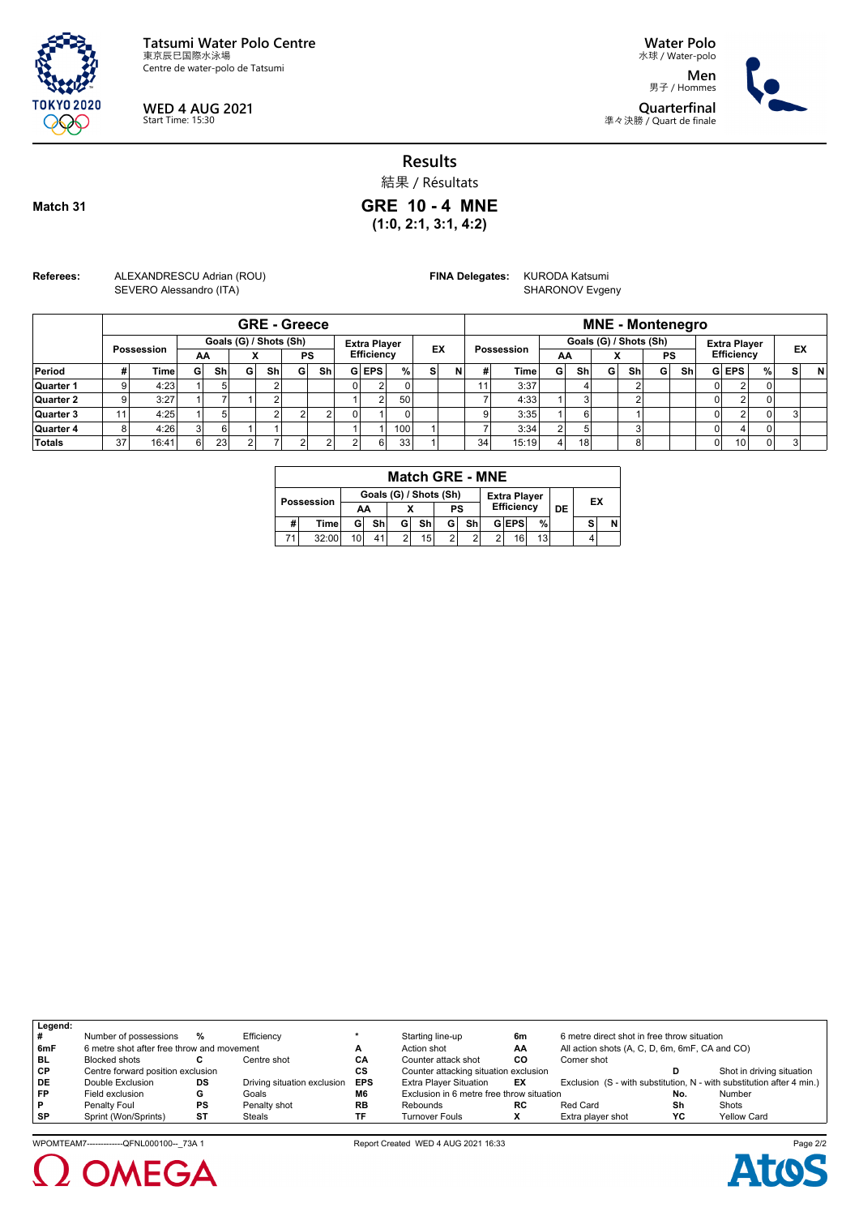**Tatsumi Water Polo Centre**
東京辰巳国際水泳場
Centre de water-polo de Tatsumi

**WED 4 AUG 2021**
Start Time: 15:30

**Water Polo**
水球 / Water-polo

**Men**
男子 / Hommes

**Quarterfinal**
準々決勝 / Quart de finale

## Results
結果 / Résultats

**Match 31**

## GRE 10 - 4 MNE
**(1:0, 2:1, 3:1, 4:2)**

**Referees:** ALEXANDRESCU Adrian (ROU)
SEVERO Alessandro (ITA)

**FINA Delegates:** KURODA Katsumi
SHAROVOV Evgeny

### GRE - Greece

| | Possession | | Goals (G) / Shots (Sh) | | | | | | Extra Player Efficiency | | | EX | |
|---|---|---|---|---|---|---|---|---|---|---|---|---|---|
| | | | AA | | X | | PS | | | | | | |
| Period | # | Time | G | Sh | G | Sh | G | Sh | G | EPS | % | S | N |
| Quarter 1 | 9 | 4:23 | 1 | 5 | | 2 | | | 0 | 2 | 0 | | |
| Quarter 2 | 9 | 3:27 | 1 | 7 | 1 | 2 | | | 1 | 2 | 50 | | |
| Quarter 3 | 11 | 4:25 | 1 | 5 | | 2 | 2 | 2 | 0 | 1 | 0 | | |
| Quarter 4 | 8 | 4:26 | 3 | 6 | 1 | 1 | | | 1 | 1 | 100 | 1 | |
| Totals | 37 | 16:41 | 6 | 23 | 2 | 7 | 2 | 2 | 2 | 6 | 33 | 1 | |

### MNE - Montenegro

| | Possession | | Goals (G) / Shots (Sh) | | | | | | Extra Player Efficiency | | | EX | |
|---|---|---|---|---|---|---|---|---|---|---|---|---|---|
| | | | AA | | X | | PS | | | | | | |
| Period | # | Time | G | Sh | G | Sh | G | Sh | G | EPS | % | S | N |
| Quarter 1 | 11 | 3:37 | | 4 | | 2 | | | 0 | 2 | 0 | | |
| Quarter 2 | 7 | 4:33 | 1 | 3 | | 2 | | | 0 | 2 | 0 | | |
| Quarter 3 | 9 | 3:35 | 1 | 6 | | 1 | | | 0 | 2 | 0 | 3 | |
| Quarter 4 | 7 | 3:34 | 2 | 5 | | 3 | | | 0 | 4 | 0 | | |
| Totals | 34 | 15:19 | 4 | 18 | | 8 | | | 0 | 10 | 0 | 3 | |

### Match GRE - MNE

| Possession | | Goals (G) / Shots (Sh) | | | | | | Extra Player Efficiency | | | DE | EX | |
|---|---|---|---|---|---|---|---|---|---|---|---|---|---|
| | | AA | | X | | PS | | | | | | | |
| # | Time | G | Sh | G | Sh | G | Sh | G | EPS | % | | S | N |
| 71 | 32:00 | 10 | 41 | 2 | 15 | 2 | 2 | 2 | 16 | 13 | | 4 | |

**Legend:**

| | | | | | | | |
|---|---|---|---|---|---|---|---|
| # | Number of possessions | % | Efficiency | * | Starting line-up | 6m | 6 metre direct shot in free throw situation |
| 6mF | 6 metre shot after free throw and movement | | | A | Action shot | AA | All action shots (A, C, D, 6m, 6mF, CA and CO) |
| BL | Blocked shots | C | Centre shot | CA | Counter attack shot | CO | Corner shot |
| CP | Centre forward position exclusion | | | CS | Counter attacking situation exclusion | D | Shot in driving situation |
| DE | Double Exclusion | DS | Driving situation exclusion | EPS | Extra Player Situation | EX | Exclusion (S - with substitution, N - with substitution after 4 min.) |
| FP | Field exclusion | G | Goals | M6 | Exclusion in 6 metre free throw situation | No. | Number |
| P | Penalty Foul | PS | Penalty shot | RB | Rebounds | RC | Red Card |
| SP | Sprint (Won/Sprints) | ST | Steals | TF | Turnover Fouls | X | Extra player shot |

Sh Shots | YC Yellow Card

WPOMTEAM7-------------QFNL000100--_73A 1 Report Created WED 4 AUG 2021 16:33